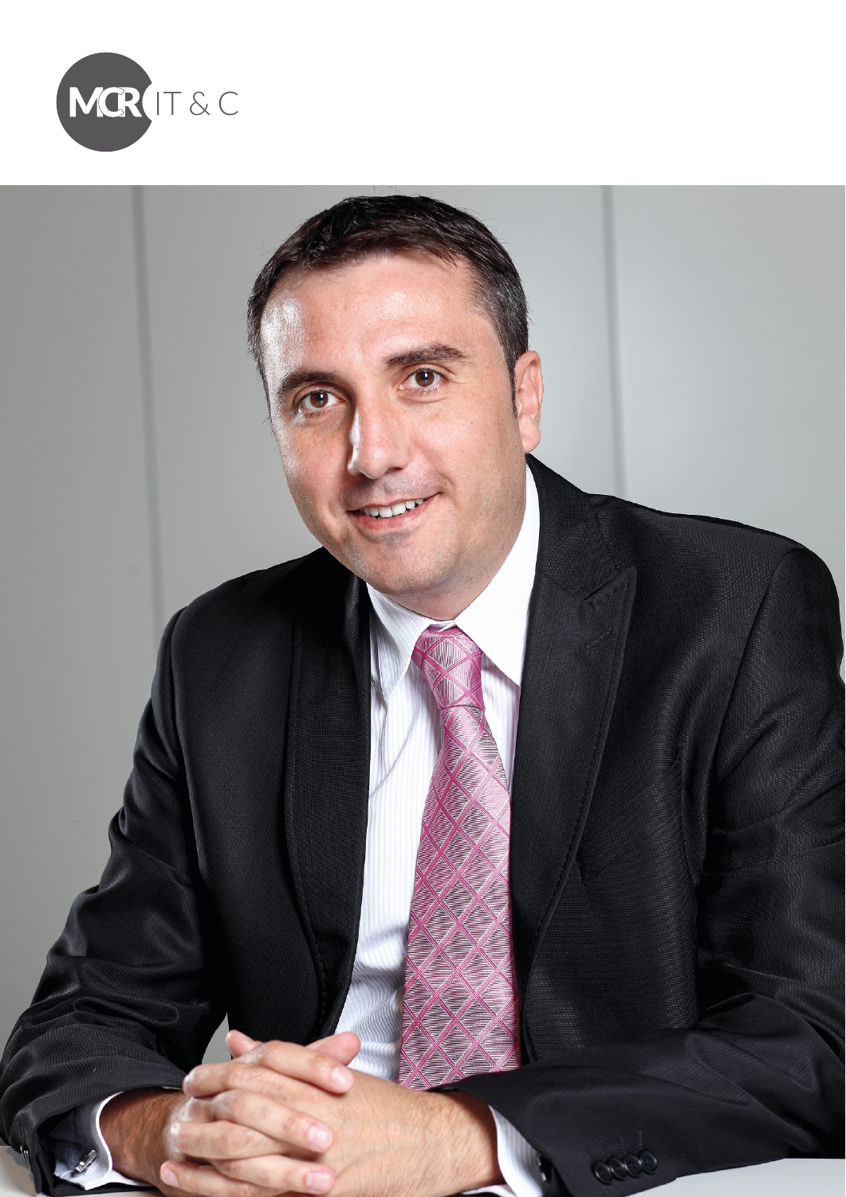MCR IT & C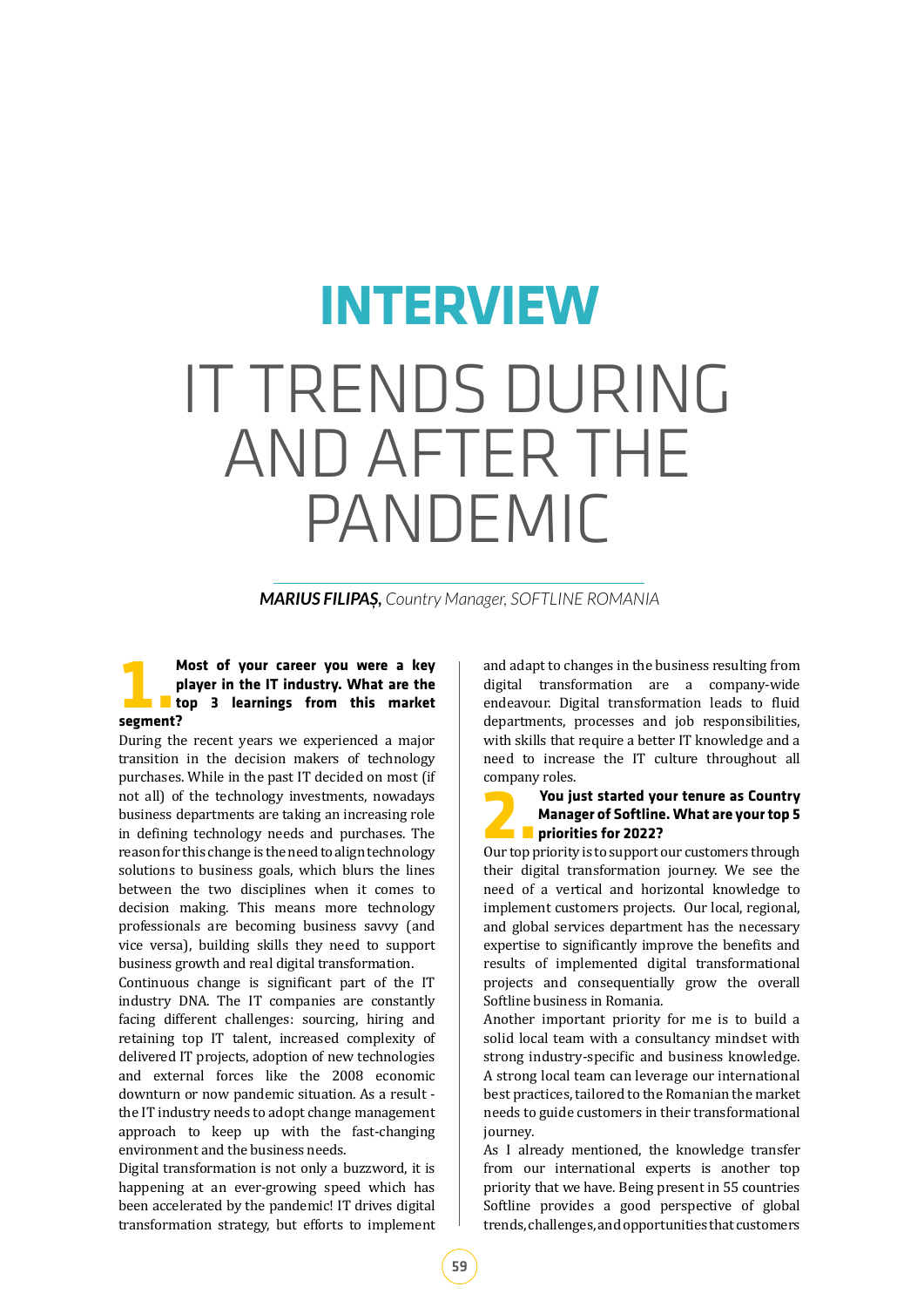# INTERVIEW

# IT TRENDS DURING AND AFTER THE PANDEMIC

***MARIUS FILIPAȘ,*** *Country Manager, SOFTLINE ROMANIA*

**1. Most of your career you were a key player in the IT industry. What are the top 3 learnings from this market segment?**

During the recent years we experienced a major transition in the decision makers of technology purchases. While in the past IT decided on most (if not all) of the technology investments, nowadays business departments are taking an increasing role in defining technology needs and purchases. The reason for this change is the need to align technology solutions to business goals, which blurs the lines between the two disciplines when it comes to decision making. This means more technology professionals are becoming business savvy (and vice versa), building skills they need to support business growth and real digital transformation.

Continuous change is significant part of the IT industry DNA. The IT companies are constantly facing different challenges: sourcing, hiring and retaining top IT talent, increased complexity of delivered IT projects, adoption of new technologies and external forces like the 2008 economic downturn or now pandemic situation. As a result - the IT industry needs to adopt change management approach to keep up with the fast-changing environment and the business needs.

Digital transformation is not only a buzzword, it is happening at an ever-growing speed which has been accelerated by the pandemic! IT drives digital transformation strategy, but efforts to implement and adapt to changes in the business resulting from digital transformation are a company-wide endeavour. Digital transformation leads to fluid departments, processes and job responsibilities, with skills that require a better IT knowledge and a need to increase the IT culture throughout all company roles.

**2. You just started your tenure as Country Manager of Softline. What are your top 5 priorities for 2022?**

Our top priority is to support our customers through their digital transformation journey. We see the need of a vertical and horizontal knowledge to implement customers projects. Our local, regional, and global services department has the necessary expertise to significantly improve the benefits and results of implemented digital transformational projects and consequentially grow the overall Softline business in Romania.

Another important priority for me is to build a solid local team with a consultancy mindset with strong industry-specific and business knowledge. A strong local team can leverage our international best practices, tailored to the Romanian the market needs to guide customers in their transformational journey.

As I already mentioned, the knowledge transfer from our international experts is another top priority that we have. Being present in 55 countries Softline provides a good perspective of global trends, challenges, and opportunities that customers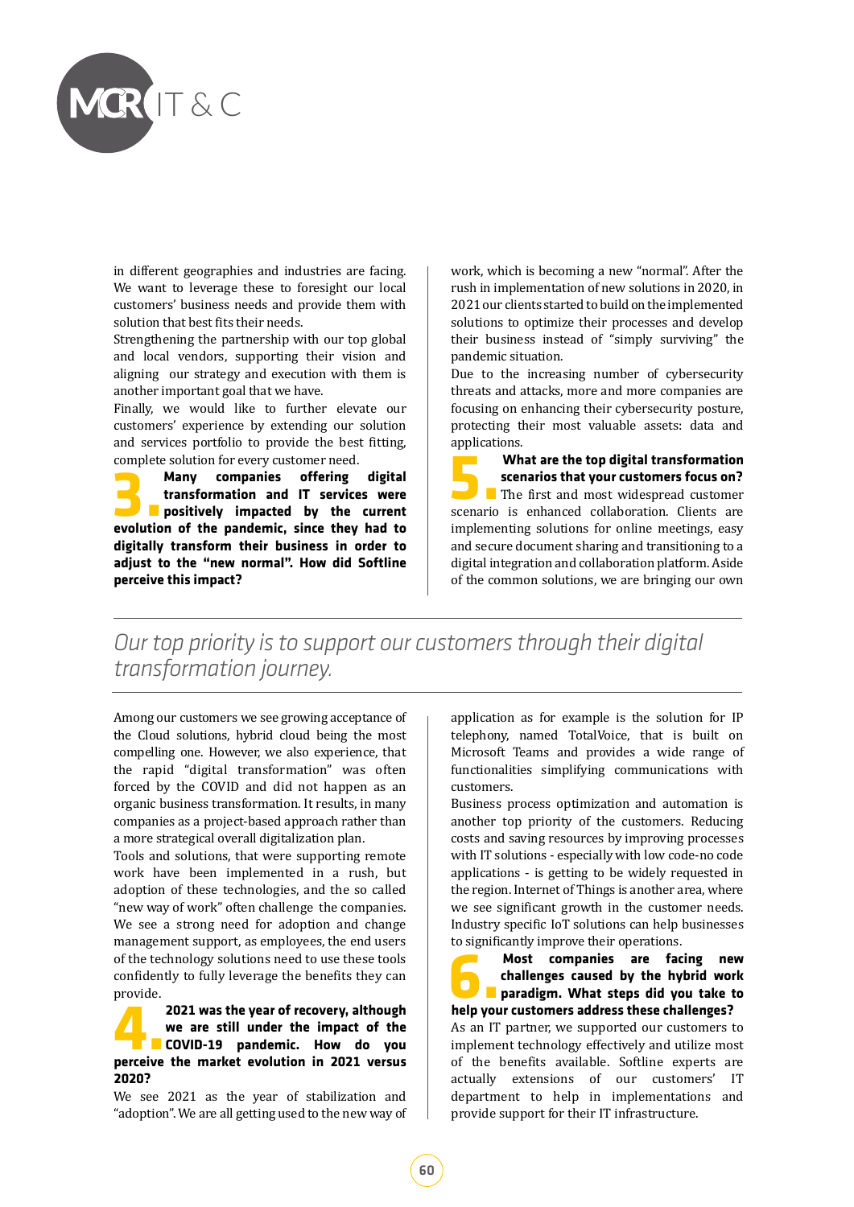in different geographies and industries are facing. We want to leverage these to foresight our local customers' business needs and provide them with solution that best fits their needs.

Strengthening the partnership with our top global and local vendors, supporting their vision and aligning our strategy and execution with them is another important goal that we have.

Finally, we would like to further elevate our customers' experience by extending our solution and services portfolio to provide the best fitting, complete solution for every customer need.

**3. Many companies offering digital transformation and IT services were positively impacted by the current evolution of the pandemic, since they had to digitally transform their business in order to adjust to the "new normal". How did Softline perceive this impact?**

Among our customers we see growing acceptance of the Cloud solutions, hybrid cloud being the most compelling one. However, we also experience, that the rapid "digital transformation" was often forced by the COVID and did not happen as an organic business transformation. It results, in many companies as a project-based approach rather than a more strategical overall digitalization plan.

Tools and solutions, that were supporting remote work have been implemented in a rush, but adoption of these technologies, and the so called "new way of work" often challenge the companies. We see a strong need for adoption and change management support, as employees, the end users of the technology solutions need to use these tools confidently to fully leverage the benefits they can provide.

**4. 2021 was the year of recovery, although we are still under the impact of the COVID-19 pandemic. How do you perceive the market evolution in 2021 versus 2020?**

We see 2021 as the year of stabilization and "adoption". We are all getting used to the new way of work, which is becoming a new "normal". After the rush in implementation of new solutions in 2020, in 2021 our clients started to build on the implemented solutions to optimize their processes and develop their business instead of "simply surviving" the pandemic situation.

Due to the increasing number of cybersecurity threats and attacks, more and more companies are focusing on enhancing their cybersecurity posture, protecting their most valuable assets: data and applications.

**5. What are the top digital transformation scenarios that your customers focus on?**

The first and most widespread customer scenario is enhanced collaboration. Clients are implementing solutions for online meetings, easy and secure document sharing and transitioning to a digital integration and collaboration platform. Aside of the common solutions, we are bringing our own application as for example is the solution for IP telephony, named TotalVoice, that is built on Microsoft Teams and provides a wide range of functionalities simplifying communications with customers.

Business process optimization and automation is another top priority of the customers. Reducing costs and saving resources by improving processes with IT solutions - especially with low code-no code applications - is getting to be widely requested in the region. Internet of Things is another area, where we see significant growth in the customer needs. Industry specific IoT solutions can help businesses to significantly improve their operations.

*Our top priority is to support our customers through their digital transformation journey.*

**6. Most companies are facing new challenges caused by the hybrid work paradigm. What steps did you take to help your customers address these challenges?**

As an IT partner, we supported our customers to implement technology effectively and utilize most of the benefits available. Softline experts are actually extensions of our customers' IT department to help in implementations and provide support for their IT infrastructure.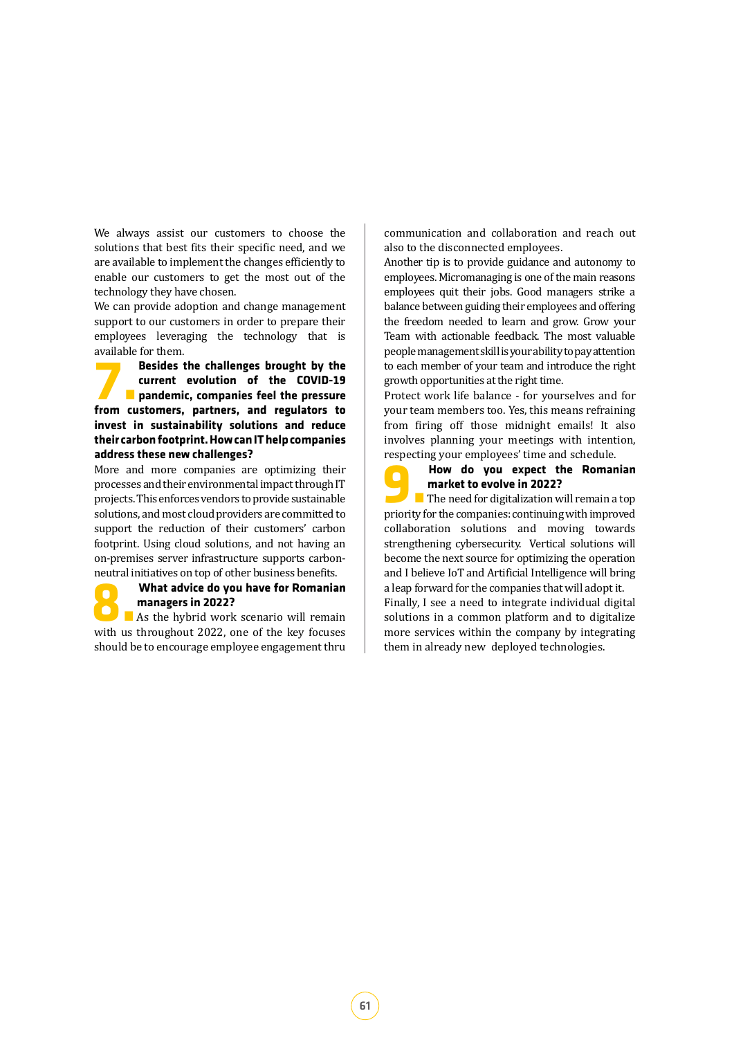We always assist our customers to choose the solutions that best fits their specific need, and we are available to implement the changes efficiently to enable our customers to get the most out of the technology they have chosen.

We can provide adoption and change management support to our customers in order to prepare their employees leveraging the technology that is available for them.

**7. Besides the challenges brought by the current evolution of the COVID-19 pandemic, companies feel the pressure from customers, partners, and regulators to invest in sustainability solutions and reduce their carbon footprint. How can IT help companies address these new challenges?**

More and more companies are optimizing their processes and their environmental impact through IT projects. This enforces vendors to provide sustainable solutions, and most cloud providers are committed to support the reduction of their customers' carbon footprint. Using cloud solutions, and not having an on-premises server infrastructure supports carbon-neutral initiatives on top of other business benefits.

**8. What advice do you have for Romanian managers in 2022?**

As the hybrid work scenario will remain with us throughout 2022, one of the key focuses should be to encourage employee engagement thru communication and collaboration and reach out also to the disconnected employees.

Another tip is to provide guidance and autonomy to employees. Micromanaging is one of the main reasons employees quit their jobs. Good managers strike a balance between guiding their employees and offering the freedom needed to learn and grow. Grow your Team with actionable feedback. The most valuable people management skill is your ability to pay attention to each member of your team and introduce the right growth opportunities at the right time.

Protect work life balance - for yourselves and for your team members too. Yes, this means refraining from firing off those midnight emails! It also involves planning your meetings with intention, respecting your employees' time and schedule.

**9. How do you expect the Romanian market to evolve in 2022?**

The need for digitalization will remain a top priority for the companies: continuing with improved collaboration solutions and moving towards strengthening cybersecurity. Vertical solutions will become the next source for optimizing the operation and I believe IoT and Artificial Intelligence will bring a leap forward for the companies that will adopt it.

Finally, I see a need to integrate individual digital solutions in a common platform and to digitalize more services within the company by integrating them in already new deployed technologies.